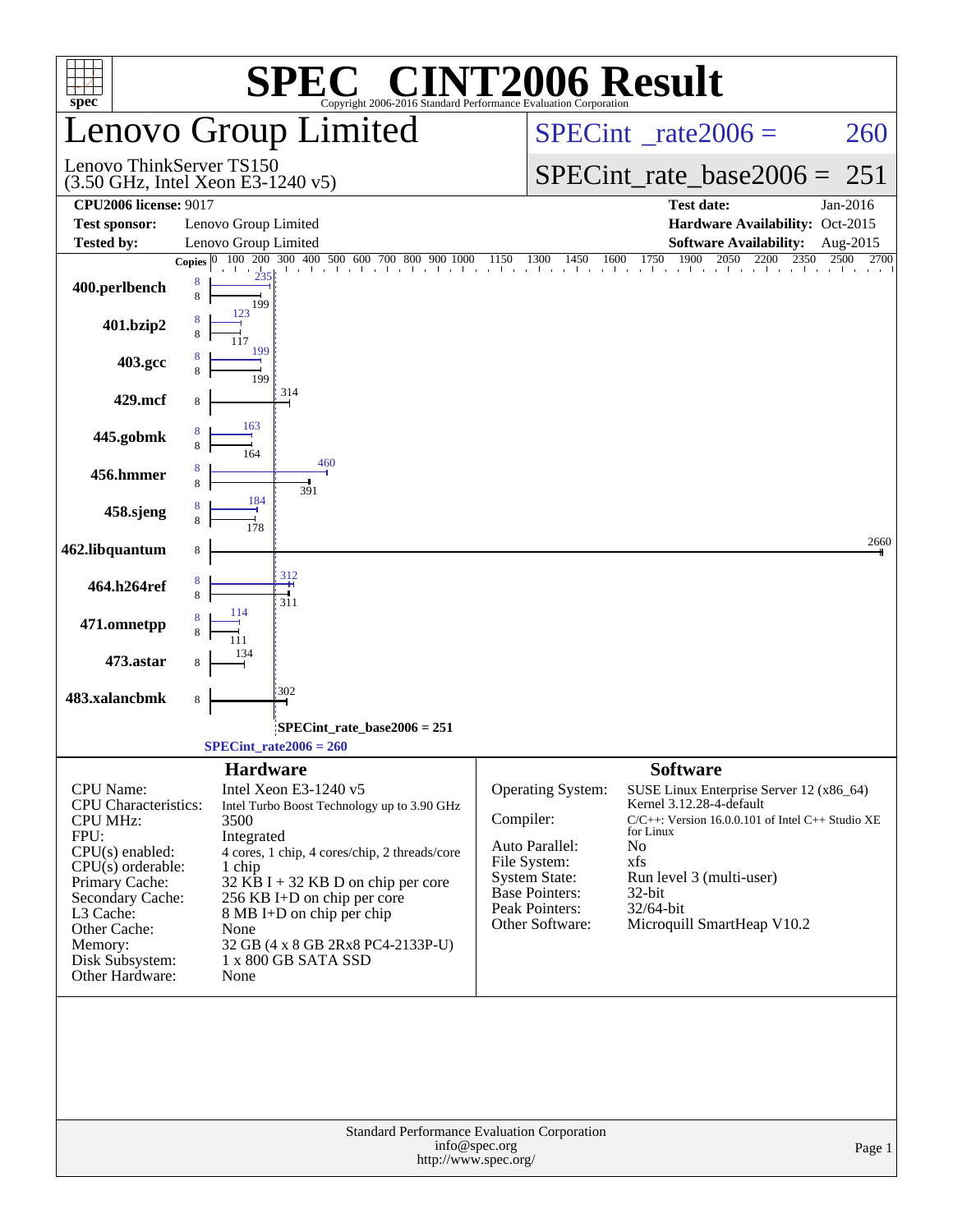# SPEC® CINT2006 Result

Copyright 2006-2016 Standard Performance Evaluation Corporation

## Lenovo Group Limited

Lenovo ThinkServer TS150
(3.50 GHz, Intel Xeon E3-1240 v5)

SPECint_rate2006 = 260

SPECint_rate_base2006 = 251

| | | | |
|---|---|---|---|
| **CPU2006 license:** 9017 | | **Test date:** | Jan-2016 |
| **Test sponsor:** | Lenovo Group Limited | **Hardware Availability:** | Oct-2015 |
| **Tested by:** | Lenovo Group Limited | **Software Availability:** | Aug-2015 |

| Benchmark | Copies (peak) | Peak | Copies (base) | Base |
|---|---|---|---|---|
| 400.perlbench | 8 | 235 | 8 | 199 |
| 401.bzip2 | 8 | 123 | 8 | 117 |
| 403.gcc | 8 | 199 | 8 | 199 |
| 429.mcf | | | 8 | 314 |
| 445.gobmk | 8 | 163 | 8 | 164 |
| 456.hmmer | 8 | 460 | 8 | 391 |
| 458.sjeng | 8 | 184 | 8 | 178 |
| 462.libquantum | | | 8 | 2660 |
| 464.h264ref | 8 | 312 | 8 | 311 |
| 471.omnetpp | 8 | 114 | 8 | 111 |
| 473.astar | | | 8 | 134 |
| 483.xalancbmk | | | 8 | 302 |

SPECint_rate_base2006 = 251

SPECint_rate2006 = 260

### Hardware

| | |
|---|---|
| CPU Name: | Intel Xeon E3-1240 v5 |
| CPU Characteristics: | Intel Turbo Boost Technology up to 3.90 GHz |
| CPU MHz: | 3500 |
| FPU: | Integrated |
| CPU(s) enabled: | 4 cores, 1 chip, 4 cores/chip, 2 threads/core |
| CPU(s) orderable: | 1 chip |
| Primary Cache: | 32 KB I + 32 KB D on chip per core |
| Secondary Cache: | 256 KB I+D on chip per core |
| L3 Cache: | 8 MB I+D on chip per chip |
| Other Cache: | None |
| Memory: | 32 GB (4 x 8 GB 2Rx8 PC4-2133P-U) |
| Disk Subsystem: | 1 x 800 GB SATA SSD |
| Other Hardware: | None |

### Software

| | |
|---|---|
| Operating System: | SUSE Linux Enterprise Server 12 (x86_64) Kernel 3.12.28-4-default |
| Compiler: | C/C++: Version 16.0.0.101 of Intel C++ Studio XE for Linux |
| Auto Parallel: | No |
| File System: | xfs |
| System State: | Run level 3 (multi-user) |
| Base Pointers: | 32-bit |
| Peak Pointers: | 32/64-bit |
| Other Software: | Microquill SmartHeap V10.2 |

Standard Performance Evaluation Corporation
info@spec.org
http://www.spec.org/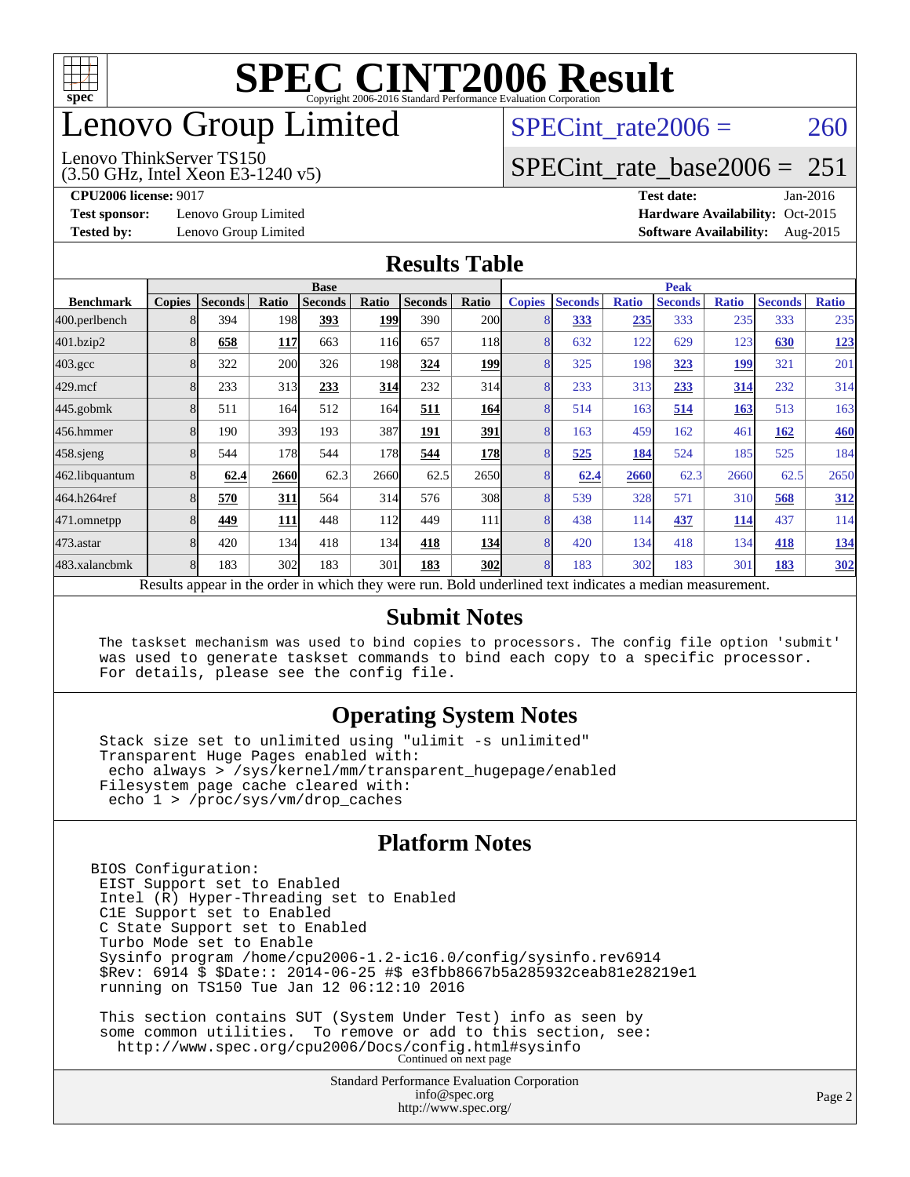# SPEC CINT2006 Result

Copyright 2006-2016 Standard Performance Evaluation Corporation

# Lenovo Group Limited

Lenovo ThinkServer TS150
(3.50 GHz, Intel Xeon E3-1240 v5)

SPECint_rate2006 = 260

SPECint_rate_base2006 = 251

**CPU2006 license:** 9017
**Test sponsor:** Lenovo Group Limited
**Tested by:** Lenovo Group Limited

**Test date:** Jan-2016
**Hardware Availability:** Oct-2015
**Software Availability:** Aug-2015

## Results Table

| | Base | | | | | | | Peak | | | | | | |
|---|---|---|---|---|---|---|---|---|---|---|---|---|---|---|
| **Benchmark** | **Copies** | **Seconds** | **Ratio** | **Seconds** | **Ratio** | **Seconds** | **Ratio** | **Copies** | **Seconds** | **Ratio** | **Seconds** | **Ratio** | **Seconds** | **Ratio** |
| 400.perlbench | 8 | 394 | 198 | **393** | **199** | 390 | 200 | 8 | **333** | **235** | 333 | 235 | 333 | 235 |
| 401.bzip2 | 8 | **658** | **117** | 663 | 116 | 657 | 118 | 8 | 632 | 122 | 629 | 123 | **630** | **123** |
| 403.gcc | 8 | 322 | 200 | 326 | 198 | **324** | **199** | 8 | 325 | 198 | **323** | **199** | 321 | 201 |
| 429.mcf | 8 | 233 | 313 | **233** | **314** | 232 | 314 | 8 | 233 | 313 | **233** | **314** | 232 | 314 |
| 445.gobmk | 8 | 511 | 164 | 512 | 164 | **511** | **164** | 8 | 514 | 163 | **514** | **163** | 513 | 163 |
| 456.hmmer | 8 | 190 | 393 | 193 | 387 | **191** | **391** | 8 | 163 | 459 | 162 | 461 | **162** | **460** |
| 458.sjeng | 8 | 544 | 178 | 544 | 178 | **544** | **178** | 8 | **525** | **184** | 524 | 185 | 525 | 184 |
| 462.libquantum | 8 | **62.4** | **2660** | 62.3 | 2660 | 62.5 | 2650 | 8 | **62.4** | **2660** | 62.3 | 2660 | 62.5 | 2650 |
| 464.h264ref | 8 | **570** | **311** | 564 | 314 | 576 | 308 | 8 | 539 | 328 | 571 | 310 | **568** | **312** |
| 471.omnetpp | 8 | **449** | **111** | 448 | 112 | 449 | 111 | 8 | 438 | 114 | **437** | **114** | 437 | 114 |
| 473.astar | 8 | 420 | 134 | 418 | 134 | **418** | **134** | 8 | 420 | 134 | 418 | 134 | **418** | **134** |
| 483.xalancbmk | 8 | 183 | 302 | 183 | 301 | **183** | **302** | 8 | 183 | 302 | 183 | 301 | **183** | **302** |

Results appear in the order in which they were run. Bold underlined text indicates a median measurement.

## Submit Notes

```
The taskset mechanism was used to bind copies to processors. The config file option 'submit'
was used to generate taskset commands to bind each copy to a specific processor.
For details, please see the config file.
```

## Operating System Notes

```
Stack size set to unlimited using "ulimit -s unlimited"
Transparent Huge Pages enabled with:
 echo always > /sys/kernel/mm/transparent_hugepage/enabled
Filesystem page cache cleared with:
 echo 1 > /proc/sys/vm/drop_caches
```

## Platform Notes

```
BIOS Configuration:
 EIST Support set to Enabled
 Intel (R) Hyper-Threading set to Enabled
 C1E Support set to Enabled
 C State Support set to Enabled
 Turbo Mode set to Enable
 Sysinfo program /home/cpu2006-1.2-ic16.0/config/sysinfo.rev6914
 $Rev: 6914 $ $Date:: 2014-06-25 #$ e3fbb8667b5a285932ceab81e28219e1
 running on TS150 Tue Jan 12 06:12:10 2016

 This section contains SUT (System Under Test) info as seen by
 some common utilities.  To remove or add to this section, see:
   http://www.spec.org/cpu2006/Docs/config.html#sysinfo
```

Continued on next page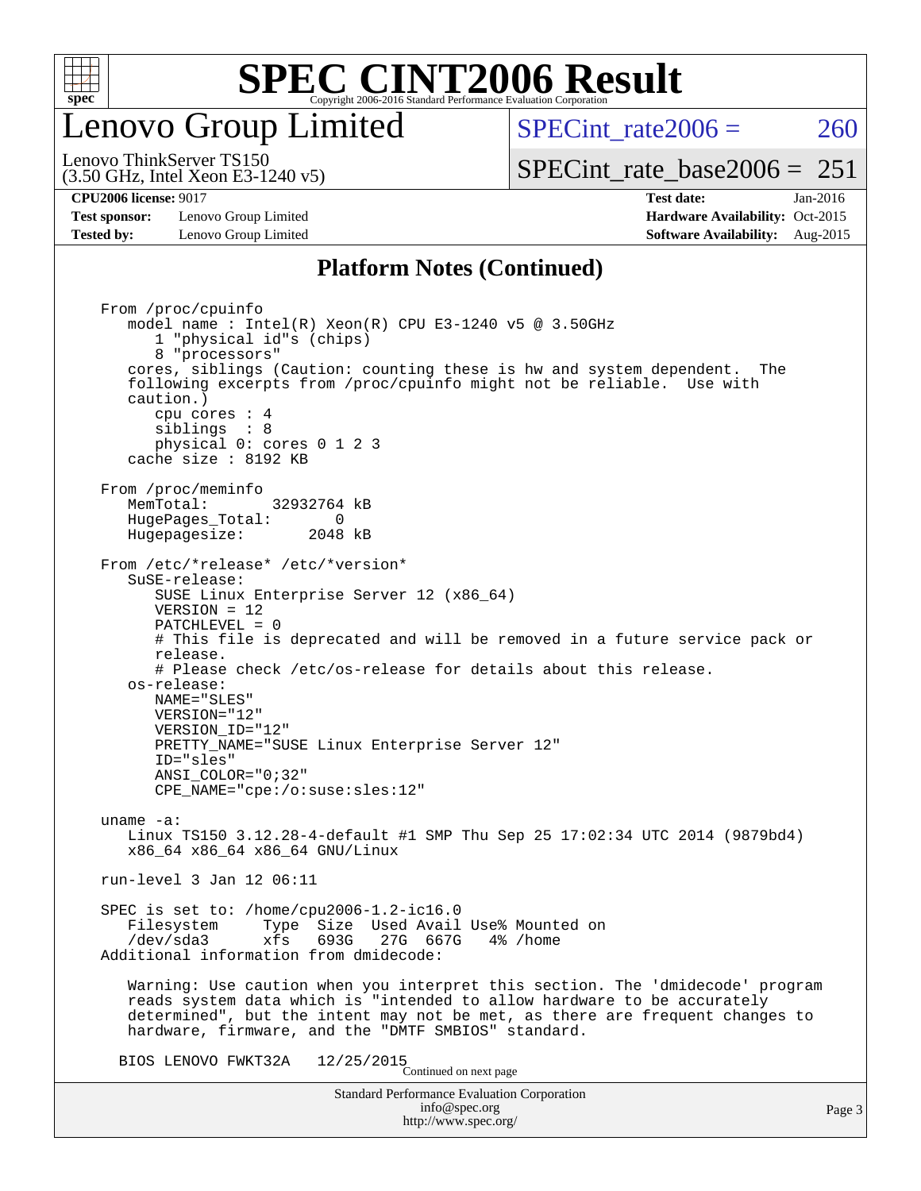# SPEC CINT2006 Result

## Lenovo Group Limited

Lenovo ThinkServer TS150
(3.50 GHz, Intel Xeon E3-1240 v5)

SPECint_rate2006 = 260

SPECint_rate_base2006 = 251

**CPU2006 license:** 9017
**Test sponsor:** Lenovo Group Limited
**Tested by:** Lenovo Group Limited

**Test date:** Jan-2016
**Hardware Availability:** Oct-2015
**Software Availability:** Aug-2015

### Platform Notes (Continued)

```
From /proc/cpuinfo
   model name : Intel(R) Xeon(R) CPU E3-1240 v5 @ 3.50GHz
      1 "physical id"s (chips)
      8 "processors"
   cores, siblings (Caution: counting these is hw and system dependent.  The
   following excerpts from /proc/cpuinfo might not be reliable.  Use with
   caution.)
      cpu cores : 4
      siblings  : 8
      physical 0: cores 0 1 2 3
   cache size : 8192 KB

From /proc/meminfo
   MemTotal:       32932764 kB
   HugePages_Total:       0
   Hugepagesize:       2048 kB

From /etc/*release* /etc/*version*
   SuSE-release:
      SUSE Linux Enterprise Server 12 (x86_64)
      VERSION = 12
      PATCHLEVEL = 0
      # This file is deprecated and will be removed in a future service pack or
      release.
      # Please check /etc/os-release for details about this release.
   os-release:
      NAME="SLES"
      VERSION="12"
      VERSION_ID="12"
      PRETTY_NAME="SUSE Linux Enterprise Server 12"
      ID="sles"
      ANSI_COLOR="0;32"
      CPE_NAME="cpe:/o:suse:sles:12"

uname -a:
   Linux TS150 3.12.28-4-default #1 SMP Thu Sep 25 17:02:34 UTC 2014 (9879bd4)
   x86_64 x86_64 x86_64 GNU/Linux

run-level 3 Jan 12 06:11

SPEC is set to: /home/cpu2006-1.2-ic16.0
   Filesystem     Type  Size  Used Avail Use% Mounted on
   /dev/sda3      xfs   693G   27G  667G   4% /home
Additional information from dmidecode:

   Warning: Use caution when you interpret this section. The 'dmidecode' program
   reads system data which is "intended to allow hardware to be accurately
   determined", but the intent may not be met, as there are frequent changes to
   hardware, firmware, and the "DMTF SMBIOS" standard.

  BIOS LENOVO FWKT32A    12/25/2015
```

Continued on next page

Standard Performance Evaluation Corporation
info@spec.org
http://www.spec.org/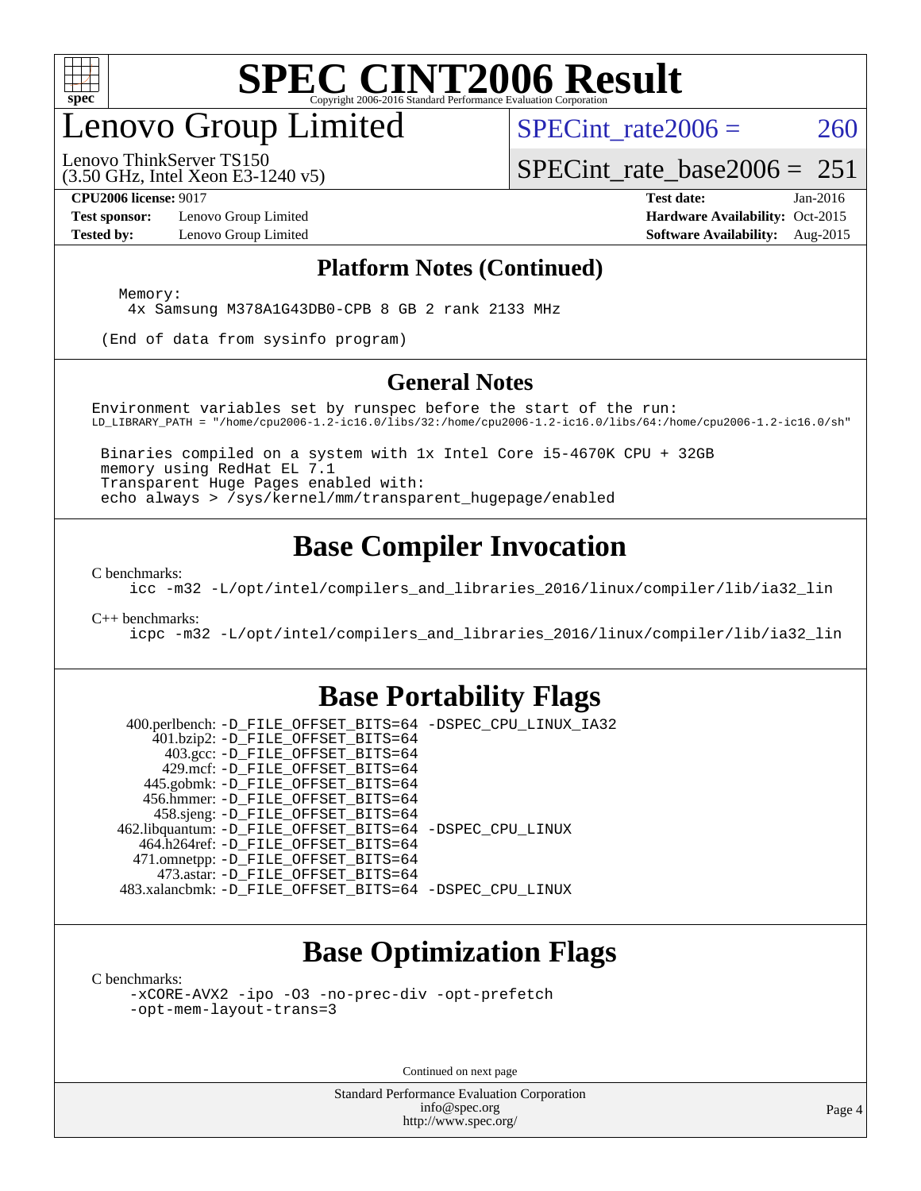# SPEC CINT2006 Result

Copyright 2006-2016 Standard Performance Evaluation Corporation

## Lenovo Group Limited

Lenovo ThinkServer TS150
(3.50 GHz, Intel Xeon E3-1240 v5)

SPECint_rate2006 = 260

SPECint_rate_base2006 = 251

**CPU2006 license:** 9017
**Test sponsor:** Lenovo Group Limited
**Tested by:** Lenovo Group Limited

**Test date:** Jan-2016
**Hardware Availability:** Oct-2015
**Software Availability:** Aug-2015

### Platform Notes (Continued)

```
Memory:
 4x Samsung M378A1G43DB0-CPB 8 GB 2 rank 2133 MHz

(End of data from sysinfo program)
```

### General Notes

```
Environment variables set by runspec before the start of the run:
LD_LIBRARY_PATH = "/home/cpu2006-1.2-ic16.0/libs/32:/home/cpu2006-1.2-ic16.0/libs/64:/home/cpu2006-1.2-ic16.0/sh"

 Binaries compiled on a system with 1x Intel Core i5-4670K CPU + 32GB
 memory using RedHat EL 7.1
 Transparent Huge Pages enabled with:
 echo always > /sys/kernel/mm/transparent_hugepage/enabled
```

## Base Compiler Invocation

C benchmarks:

```
icc -m32 -L/opt/intel/compilers_and_libraries_2016/linux/compiler/lib/ia32_lin
```

C++ benchmarks:

```
icpc -m32 -L/opt/intel/compilers_and_libraries_2016/linux/compiler/lib/ia32_lin
```

## Base Portability Flags

```
  400.perlbench: -D_FILE_OFFSET_BITS=64 -DSPEC_CPU_LINUX_IA32
      401.bzip2: -D_FILE_OFFSET_BITS=64
        403.gcc: -D_FILE_OFFSET_BITS=64
        429.mcf: -D_FILE_OFFSET_BITS=64
      445.gobmk: -D_FILE_OFFSET_BITS=64
     456.hmmer: -D_FILE_OFFSET_BITS=64
      458.sjeng: -D_FILE_OFFSET_BITS=64
462.libquantum: -D_FILE_OFFSET_BITS=64 -DSPEC_CPU_LINUX
    464.h264ref: -D_FILE_OFFSET_BITS=64
    471.omnetpp: -D_FILE_OFFSET_BITS=64
      473.astar: -D_FILE_OFFSET_BITS=64
 483.xalancbmk: -D_FILE_OFFSET_BITS=64 -DSPEC_CPU_LINUX
```

## Base Optimization Flags

C benchmarks:

```
-xCORE-AVX2 -ipo -O3 -no-prec-div -opt-prefetch
-opt-mem-layout-trans=3
```

Continued on next page

Standard Performance Evaluation Corporation
info@spec.org
http://www.spec.org/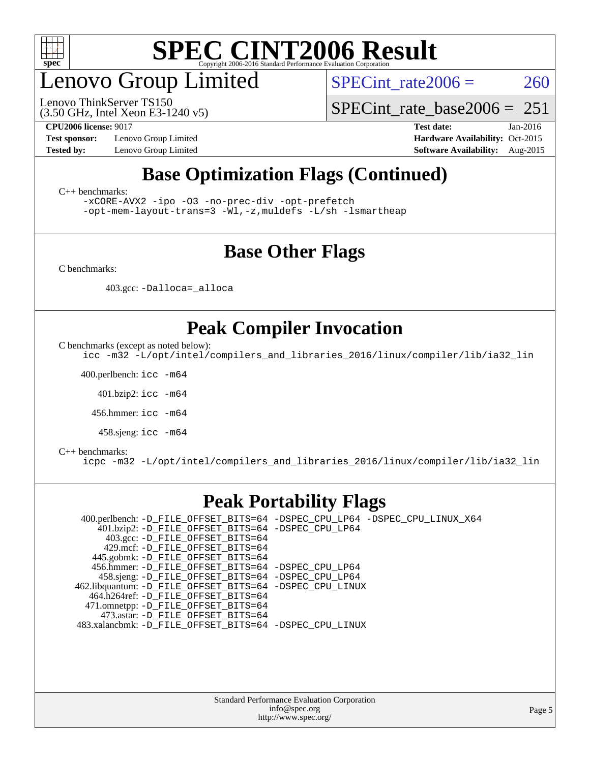# Lenovo Group Limited

Lenovo ThinkServer TS150
(3.50 GHz, Intel Xeon E3-1240 v5)

SPECint_rate2006 = 260

SPECint_rate_base2006 = 251

**CPU2006 license:** 9017
**Test sponsor:** Lenovo Group Limited
**Tested by:** Lenovo Group Limited

**Test date:** Jan-2016
**Hardware Availability:** Oct-2015
**Software Availability:** Aug-2015

## Base Optimization Flags (Continued)

C++ benchmarks:

```
-xCORE-AVX2 -ipo -O3 -no-prec-div -opt-prefetch
-opt-mem-layout-trans=3 -Wl,-z,muldefs -L/sh -lsmartheap
```

## Base Other Flags

C benchmarks:

403.gcc: `-Dalloca=_alloca`

## Peak Compiler Invocation

C benchmarks (except as noted below):

```
icc -m32 -L/opt/intel/compilers_and_libraries_2016/linux/compiler/lib/ia32_lin
```

400.perlbench: `icc -m64`

401.bzip2: `icc -m64`

456.hmmer: `icc -m64`

458.sjeng: `icc -m64`

C++ benchmarks:

```
icpc -m32 -L/opt/intel/compilers_and_libraries_2016/linux/compiler/lib/ia32_lin
```

## Peak Portability Flags

400.perlbench: `-D_FILE_OFFSET_BITS=64 -DSPEC_CPU_LP64 -DSPEC_CPU_LINUX_X64`
401.bzip2: `-D_FILE_OFFSET_BITS=64 -DSPEC_CPU_LP64`
403.gcc: `-D_FILE_OFFSET_BITS=64`
429.mcf: `-D_FILE_OFFSET_BITS=64`
445.gobmk: `-D_FILE_OFFSET_BITS=64`
456.hmmer: `-D_FILE_OFFSET_BITS=64 -DSPEC_CPU_LP64`
458.sjeng: `-D_FILE_OFFSET_BITS=64 -DSPEC_CPU_LP64`
462.libquantum: `-D_FILE_OFFSET_BITS=64 -DSPEC_CPU_LINUX`
464.h264ref: `-D_FILE_OFFSET_BITS=64`
471.omnetpp: `-D_FILE_OFFSET_BITS=64`
473.astar: `-D_FILE_OFFSET_BITS=64`
483.xalancbmk: `-D_FILE_OFFSET_BITS=64 -DSPEC_CPU_LINUX`

Standard Performance Evaluation Corporation
info@spec.org
http://www.spec.org/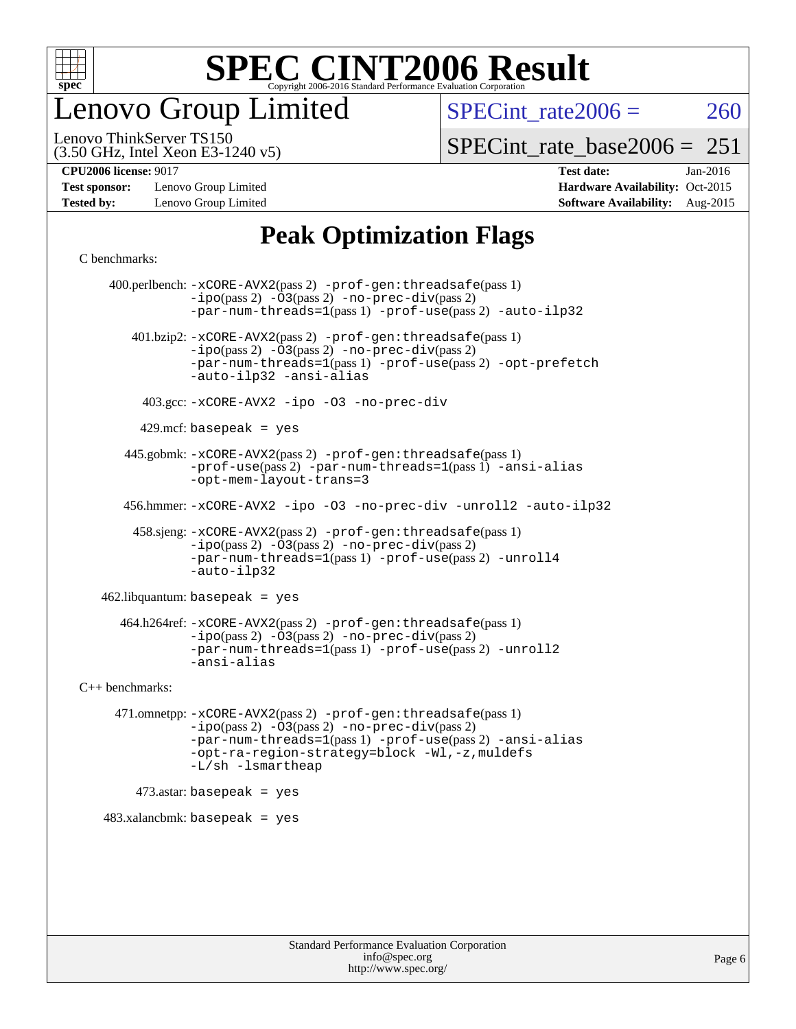# SPEC CINT2006 Result

Copyright 2006-2016 Standard Performance Evaluation Corporation

## Lenovo Group Limited

Lenovo ThinkServer TS150
(3.50 GHz, Intel Xeon E3-1240 v5)

SPECint_rate2006 = 260

SPECint_rate_base2006 = 251

**CPU2006 license:** 9017
**Test sponsor:** Lenovo Group Limited
**Tested by:** Lenovo Group Limited

**Test date:** Jan-2016
**Hardware Availability:** Oct-2015
**Software Availability:** Aug-2015

# Peak Optimization Flags

C benchmarks:

400.perlbench: -xCORE-AVX2(pass 2) -prof-gen:threadsafe(pass 1) -ipo(pass 2) -O3(pass 2) -no-prec-div(pass 2) -par-num-threads=1(pass 1) -prof-use(pass 2) -auto-ilp32

401.bzip2: -xCORE-AVX2(pass 2) -prof-gen:threadsafe(pass 1) -ipo(pass 2) -O3(pass 2) -no-prec-div(pass 2) -par-num-threads=1(pass 1) -prof-use(pass 2) -opt-prefetch -auto-ilp32 -ansi-alias

403.gcc: -xCORE-AVX2 -ipo -O3 -no-prec-div

429.mcf: basepeak = yes

445.gobmk: -xCORE-AVX2(pass 2) -prof-gen:threadsafe(pass 1) -prof-use(pass 2) -par-num-threads=1(pass 1) -ansi-alias -opt-mem-layout-trans=3

456.hmmer: -xCORE-AVX2 -ipo -O3 -no-prec-div -unroll2 -auto-ilp32

458.sjeng: -xCORE-AVX2(pass 2) -prof-gen:threadsafe(pass 1) -ipo(pass 2) -O3(pass 2) -no-prec-div(pass 2) -par-num-threads=1(pass 1) -prof-use(pass 2) -unroll4 -auto-ilp32

462.libquantum: basepeak = yes

464.h264ref: -xCORE-AVX2(pass 2) -prof-gen:threadsafe(pass 1) -ipo(pass 2) -O3(pass 2) -no-prec-div(pass 2) -par-num-threads=1(pass 1) -prof-use(pass 2) -unroll2 -ansi-alias

C++ benchmarks:

471.omnetpp: -xCORE-AVX2(pass 2) -prof-gen:threadsafe(pass 1) -ipo(pass 2) -O3(pass 2) -no-prec-div(pass 2) -par-num-threads=1(pass 1) -prof-use(pass 2) -ansi-alias -opt-ra-region-strategy=block -Wl,-z,muldefs -L/sh -lsmartheap

473.astar: basepeak = yes

483.xalancbmk: basepeak = yes

Standard Performance Evaluation Corporation
info@spec.org
http://www.spec.org/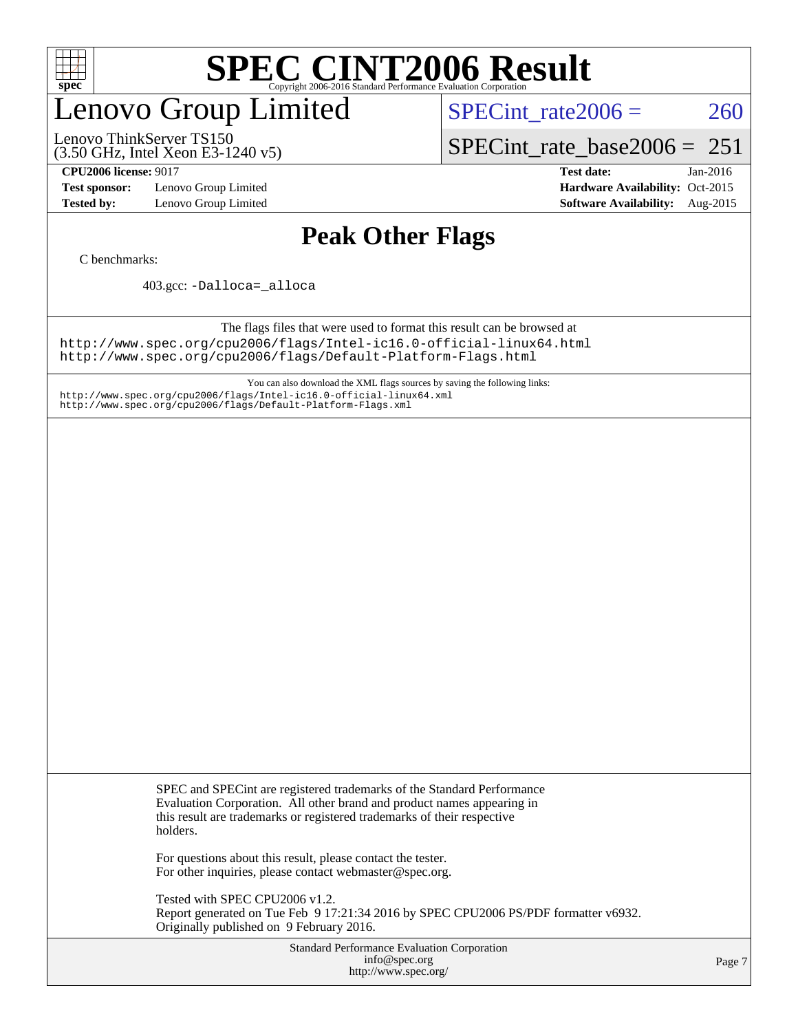# SPEC CINT2006 Result

Copyright 2006-2016 Standard Performance Evaluation Corporation

## Lenovo Group Limited

Lenovo ThinkServer TS150
(3.50 GHz, Intel Xeon E3-1240 v5)

SPECint_rate2006 = 260

SPECint_rate_base2006 = 251

**CPU2006 license:** 9017
**Test sponsor:** Lenovo Group Limited
**Tested by:** Lenovo Group Limited

**Test date:** Jan-2016
**Hardware Availability:** Oct-2015
**Software Availability:** Aug-2015

## Peak Other Flags

C benchmarks:

403.gcc: -Dalloca=_alloca

The flags files that were used to format this result can be browsed at
http://www.spec.org/cpu2006/flags/Intel-ic16.0-official-linux64.html
http://www.spec.org/cpu2006/flags/Default-Platform-Flags.html

You can also download the XML flags sources by saving the following links:
http://www.spec.org/cpu2006/flags/Intel-ic16.0-official-linux64.xml
http://www.spec.org/cpu2006/flags/Default-Platform-Flags.xml

SPEC and SPECint are registered trademarks of the Standard Performance Evaluation Corporation. All other brand and product names appearing in this result are trademarks or registered trademarks of their respective holders.

For questions about this result, please contact the tester.
For other inquiries, please contact webmaster@spec.org.

Tested with SPEC CPU2006 v1.2.
Report generated on Tue Feb 9 17:21:34 2016 by SPEC CPU2006 PS/PDF formatter v6932.
Originally published on 9 February 2016.

Standard Performance Evaluation Corporation
info@spec.org
http://www.spec.org/